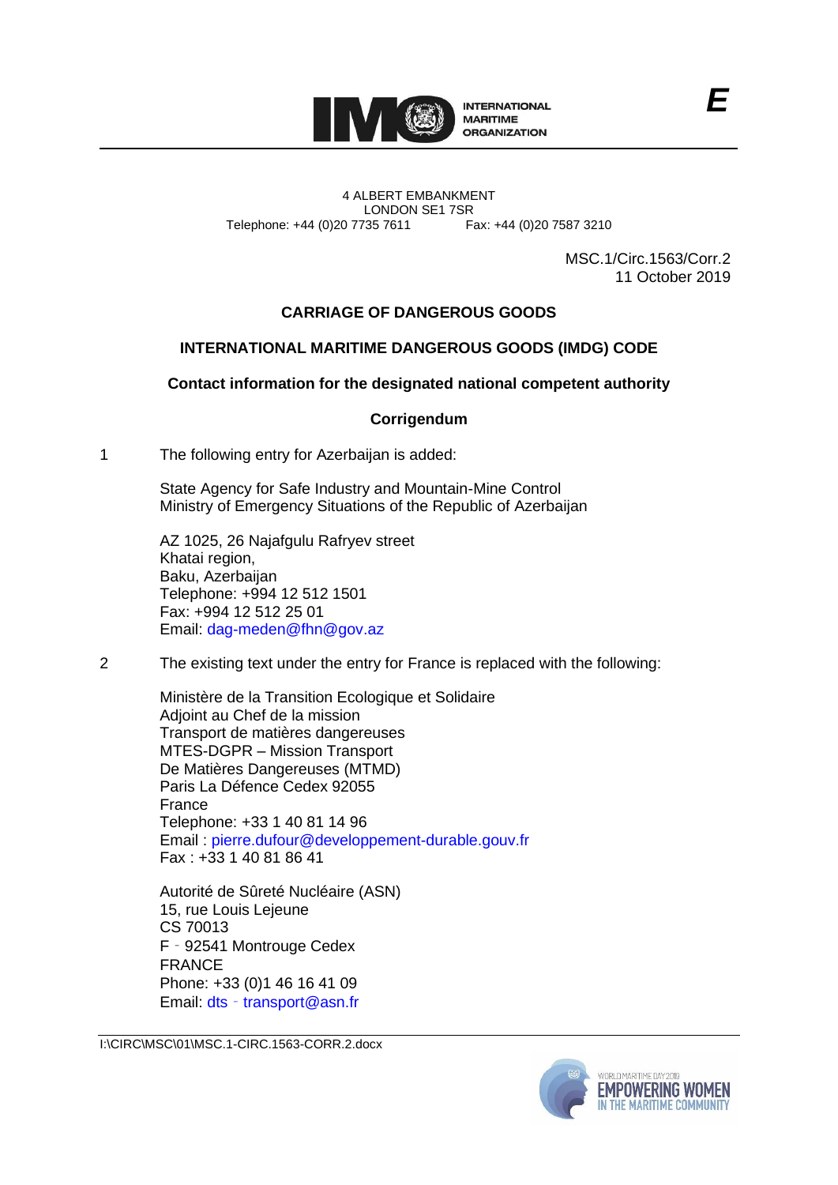INTERNATIONAL MARITIME ORGANIZATION

4 ALBERT EMBANKMENT
LONDON SE1 7SR
Telephone: +44 (0)20 7735 7611 Fax: +44 (0)20 7587 3210

E

MSC.1/Circ.1563/Corr.2
11 October 2019

## CARRIAGE OF DANGEROUS GOODS

## INTERNATIONAL MARITIME DANGEROUS GOODS (IMDG) CODE

## Contact information for the designated national competent authority

## Corrigendum

1 The following entry for Azerbaijan is added:

State Agency for Safe Industry and Mountain-Mine Control
Ministry of Emergency Situations of the Republic of Azerbaijan

AZ 1025, 26 Najafgulu Rafryev street
Khatai region,
Baku, Azerbaijan
Telephone: +994 12 512 1501
Fax: +994 12 512 25 01
Email: dag-meden@fhn@gov.az

2 The existing text under the entry for France is replaced with the following:

Ministère de la Transition Ecologique et Solidaire
Adjoint au Chef de la mission
Transport de matières dangereuses
MTES-DGPR – Mission Transport
De Matières Dangereuses (MTMD)
Paris La Défence Cedex 92055
France
Telephone: +33 1 40 81 14 96
Email : pierre.dufour@developpement-durable.gouv.fr
Fax : +33 1 40 81 86 41

Autorité de Sûreté Nucléaire (ASN)
15, rue Louis Lejeune
CS 70013
F‐92541 Montrouge Cedex
FRANCE
Phone: +33 (0)1 46 16 41 09
Email: dts‐transport@asn.fr

I:\CIRC\MSC\01\MSC.1-CIRC.1563-CORR.2.docx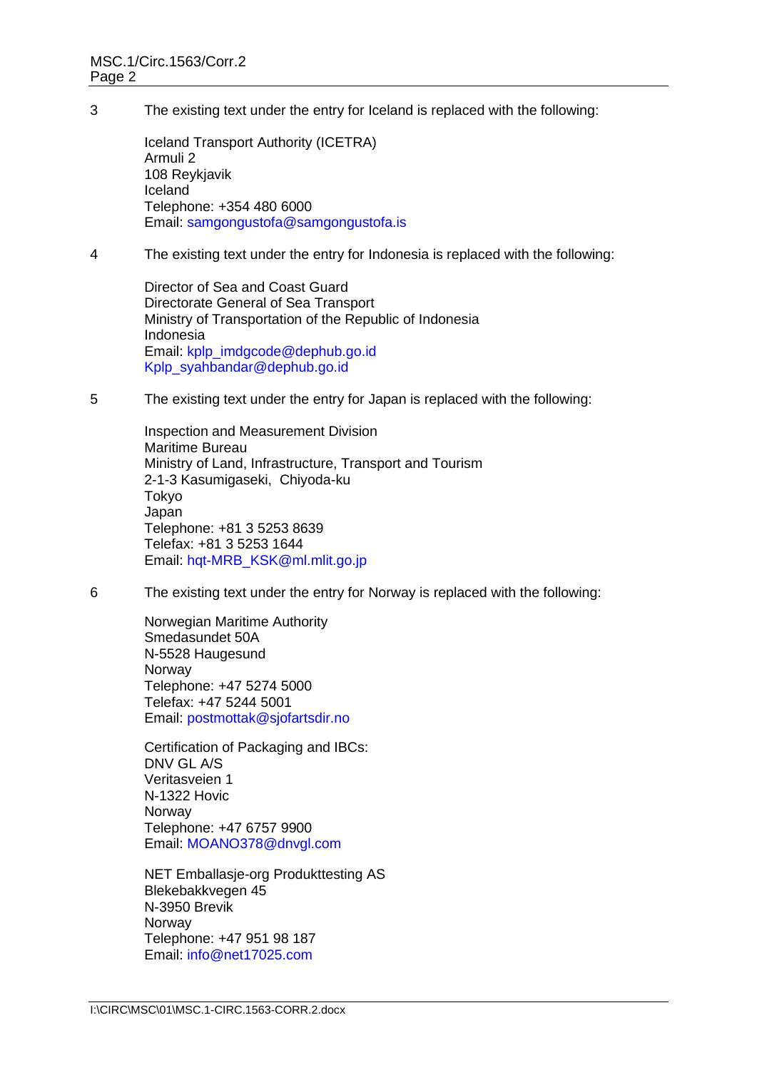3 The existing text under the entry for Iceland is replaced with the following:

Iceland Transport Authority (ICETRA)
Armuli 2
108 Reykjavik
Iceland
Telephone: +354 480 6000
Email: samgongustofa@samgongustofa.is

4 The existing text under the entry for Indonesia is replaced with the following:

Director of Sea and Coast Guard
Directorate General of Sea Transport
Ministry of Transportation of the Republic of Indonesia
Indonesia
Email: kplp_imdgcode@dephub.go.id
Kplp_syahbandar@dephub.go.id

5 The existing text under the entry for Japan is replaced with the following:

Inspection and Measurement Division
Maritime Bureau
Ministry of Land, Infrastructure, Transport and Tourism
2-1-3 Kasumigaseki, Chiyoda-ku
Tokyo
Japan
Telephone: +81 3 5253 8639
Telefax: +81 3 5253 1644
Email: hqt-MRB_KSK@ml.mlit.go.jp

6 The existing text under the entry for Norway is replaced with the following:

Norwegian Maritime Authority
Smedasundet 50A
N-5528 Haugesund
Norway
Telephone: +47 5274 5000
Telefax: +47 5244 5001
Email: postmottak@sjofartsdir.no

Certification of Packaging and IBCs:
DNV GL A/S
Veritasveien 1
N-1322 Hovic
Norway
Telephone: +47 6757 9900
Email: MOANO378@dnvgl.com

NET Emballasje-org Produkttesting AS
Blekebakkvegen 45
N-3950 Brevik
Norway
Telephone: +47 951 98 187
Email: info@net17025.com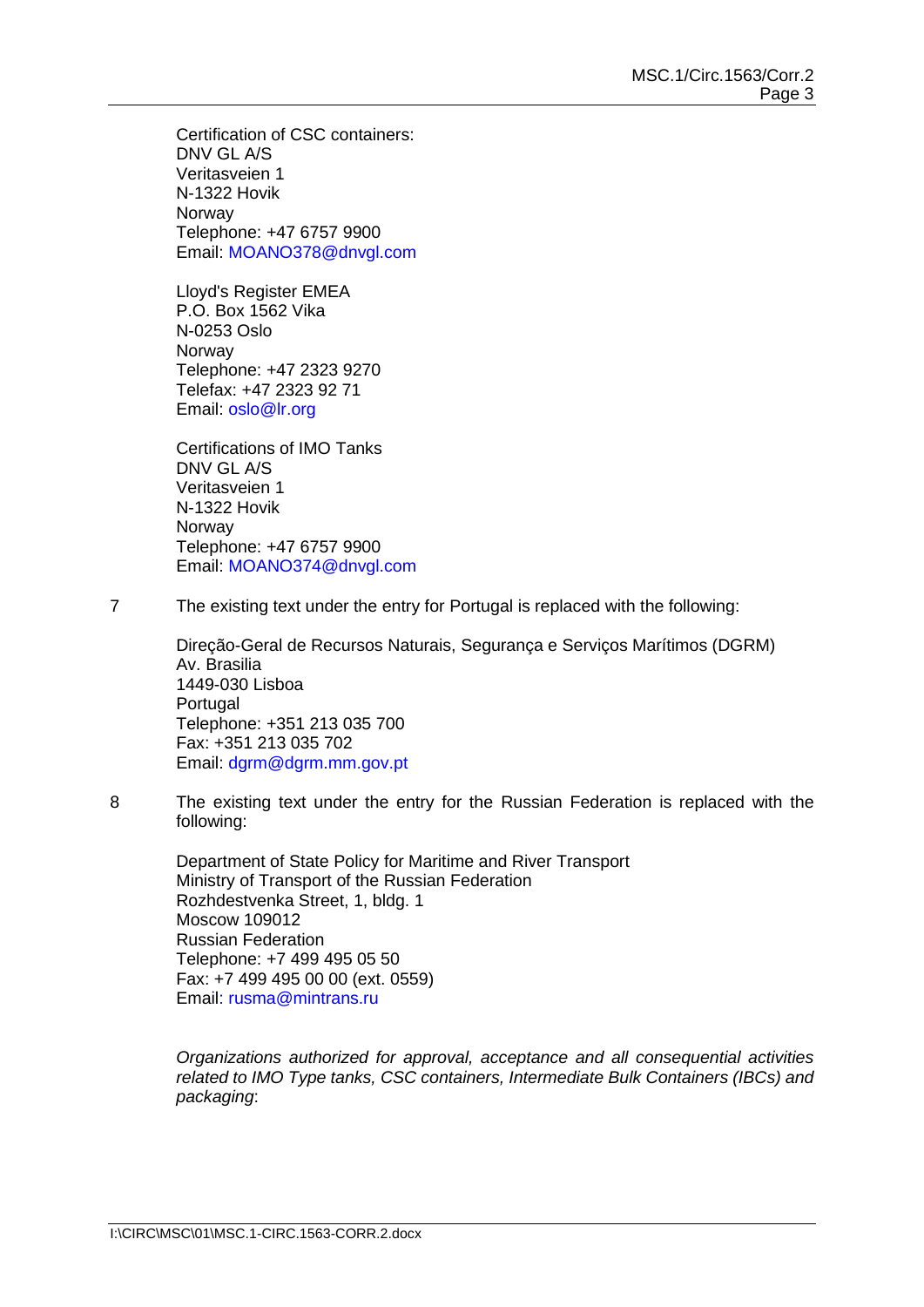Certification of CSC containers:
DNV GL A/S
Veritasveien 1
N-1322 Hovik
Norway
Telephone: +47 6757 9900
Email: MOANO378@dnvgl.com

Lloyd's Register EMEA
P.O. Box 1562 Vika
N-0253 Oslo
Norway
Telephone: +47 2323 9270
Telefax: +47 2323 92 71
Email: oslo@lr.org

Certifications of IMO Tanks
DNV GL A/S
Veritasveien 1
N-1322 Hovik
Norway
Telephone: +47 6757 9900
Email: MOANO374@dnvgl.com

7 The existing text under the entry for Portugal is replaced with the following:

Direção-Geral de Recursos Naturais, Segurança e Serviços Marítimos (DGRM)
Av. Brasilia
1449-030 Lisboa
Portugal
Telephone: +351 213 035 700
Fax: +351 213 035 702
Email: dgrm@dgrm.mm.gov.pt

8 The existing text under the entry for the Russian Federation is replaced with the following:

Department of State Policy for Maritime and River Transport
Ministry of Transport of the Russian Federation
Rozhdestvenka Street, 1, bldg. 1
Moscow 109012
Russian Federation
Telephone: +7 499 495 05 50
Fax: +7 499 495 00 00 (ext. 0559)
Email: rusma@mintrans.ru

*Organizations authorized for approval, acceptance and all consequential activities related to IMO Type tanks, CSC containers, Intermediate Bulk Containers (IBCs) and packaging*: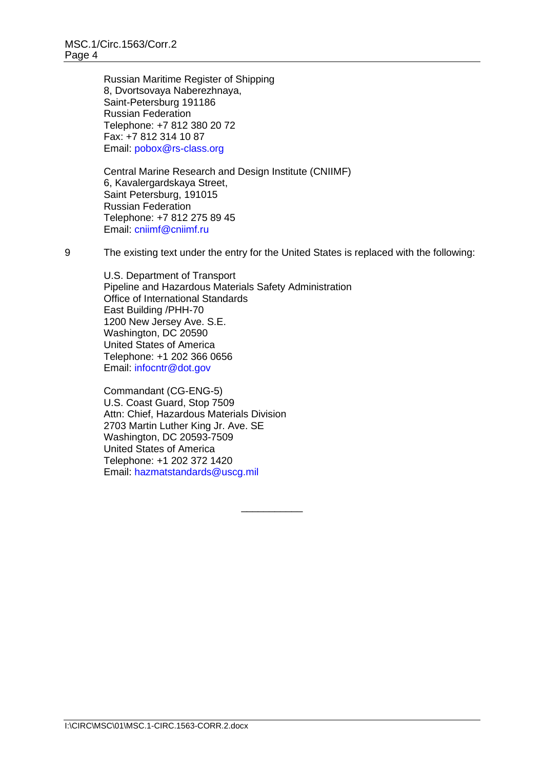Russian Maritime Register of Shipping  
8, Dvortsovaya Naberezhnaya,  
Saint-Petersburg 191186  
Russian Federation  
Telephone: +7 812 380 20 72  
Fax: +7 812 314 10 87  
Email: pobox@rs-class.org

Central Marine Research and Design Institute (CNIIMF)  
6, Kavalergardskaya Street,  
Saint Petersburg, 191015  
Russian Federation  
Telephone: +7 812 275 89 45  
Email: cniimf@cniimf.ru

9 The existing text under the entry for the United States is replaced with the following:

U.S. Department of Transport  
Pipeline and Hazardous Materials Safety Administration  
Office of International Standards  
East Building /PHH-70  
1200 New Jersey Ave. S.E.  
Washington, DC 20590  
United States of America  
Telephone: +1 202 366 0656  
Email: infocntr@dot.gov

Commandant (CG-ENG-5)  
U.S. Coast Guard, Stop 7509  
Attn: Chief, Hazardous Materials Division  
2703 Martin Luther King Jr. Ave. SE  
Washington, DC 20593-7509  
United States of America  
Telephone: +1 202 372 1420  
Email: hazmatstandards@uscg.mil

\_\_\_\_\_\_\_\_\_\_\_